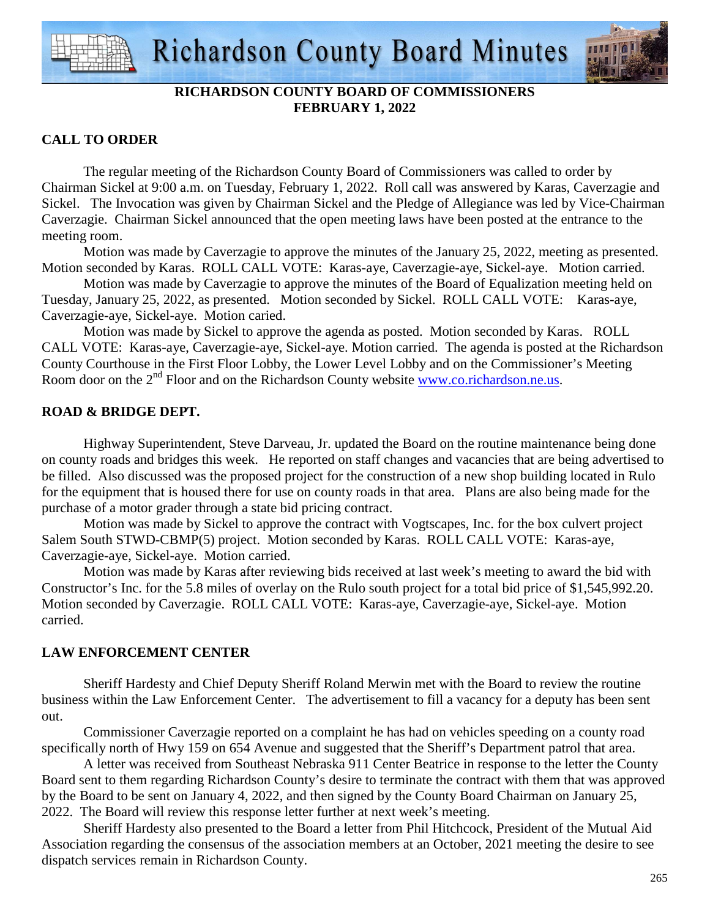# RICHARDSON COUNTY BOARD OF COMMISSIONERS
## FEBRUARY 1, 2022

### CALL TO ORDER

The regular meeting of the Richardson County Board of Commissioners was called to order by Chairman Sickel at 9:00 a.m. on Tuesday, February 1, 2022. Roll call was answered by Karas, Caverzagie and Sickel. The Invocation was given by Chairman Sickel and the Pledge of Allegiance was led by Vice-Chairman Caverzagie. Chairman Sickel announced that the open meeting laws have been posted at the entrance to the meeting room.

Motion was made by Caverzagie to approve the minutes of the January 25, 2022, meeting as presented. Motion seconded by Karas. ROLL CALL VOTE: Karas-aye, Caverzagie-aye, Sickel-aye. Motion carried.

Motion was made by Caverzagie to approve the minutes of the Board of Equalization meeting held on Tuesday, January 25, 2022, as presented. Motion seconded by Sickel. ROLL CALL VOTE: Karas-aye, Caverzagie-aye, Sickel-aye. Motion caried.

Motion was made by Sickel to approve the agenda as posted. Motion seconded by Karas. ROLL CALL VOTE: Karas-aye, Caverzagie-aye, Sickel-aye. Motion carried. The agenda is posted at the Richardson County Courthouse in the First Floor Lobby, the Lower Level Lobby and on the Commissioner's Meeting Room door on the 2nd Floor and on the Richardson County website www.co.richardson.ne.us.

### ROAD & BRIDGE DEPT.

Highway Superintendent, Steve Darveau, Jr. updated the Board on the routine maintenance being done on county roads and bridges this week. He reported on staff changes and vacancies that are being advertised to be filled. Also discussed was the proposed project for the construction of a new shop building located in Rulo for the equipment that is housed there for use on county roads in that area. Plans are also being made for the purchase of a motor grader through a state bid pricing contract.

Motion was made by Sickel to approve the contract with Vogtscapes, Inc. for the box culvert project Salem South STWD-CBMP(5) project. Motion seconded by Karas. ROLL CALL VOTE: Karas-aye, Caverzagie-aye, Sickel-aye. Motion carried.

Motion was made by Karas after reviewing bids received at last week's meeting to award the bid with Constructor's Inc. for the 5.8 miles of overlay on the Rulo south project for a total bid price of $1,545,992.20. Motion seconded by Caverzagie. ROLL CALL VOTE: Karas-aye, Caverzagie-aye, Sickel-aye. Motion carried.

### LAW ENFORCEMENT CENTER

Sheriff Hardesty and Chief Deputy Sheriff Roland Merwin met with the Board to review the routine business within the Law Enforcement Center. The advertisement to fill a vacancy for a deputy has been sent out.

Commissioner Caverzagie reported on a complaint he has had on vehicles speeding on a county road specifically north of Hwy 159 on 654 Avenue and suggested that the Sheriff's Department patrol that area.

A letter was received from Southeast Nebraska 911 Center Beatrice in response to the letter the County Board sent to them regarding Richardson County's desire to terminate the contract with them that was approved by the Board to be sent on January 4, 2022, and then signed by the County Board Chairman on January 25, 2022. The Board will review this response letter further at next week's meeting.

Sheriff Hardesty also presented to the Board a letter from Phil Hitchcock, President of the Mutual Aid Association regarding the consensus of the association members at an October, 2021 meeting the desire to see dispatch services remain in Richardson County.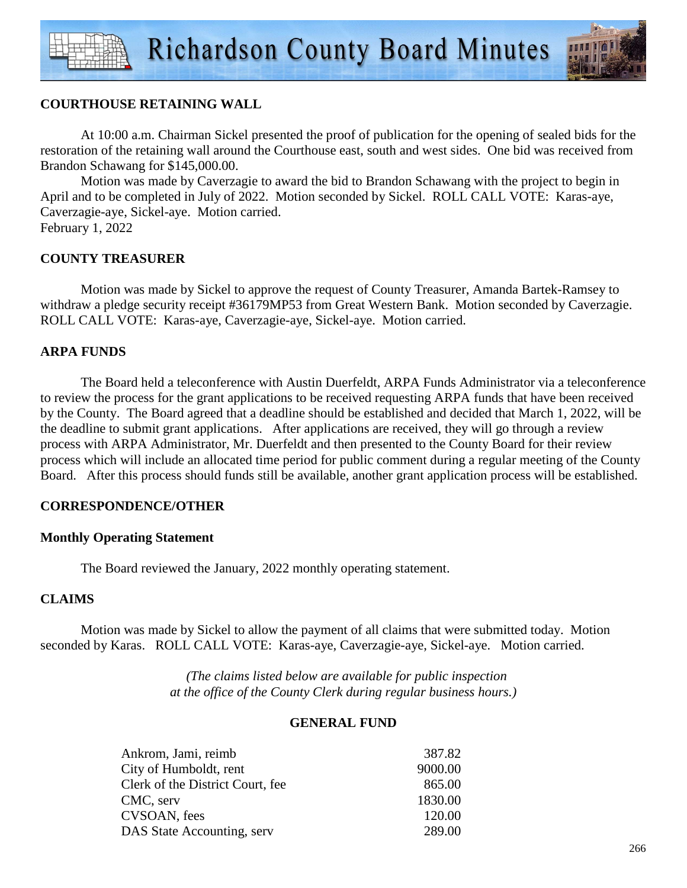## COURTHOUSE RETAINING WALL

At 10:00 a.m. Chairman Sickel presented the proof of publication for the opening of sealed bids for the restoration of the retaining wall around the Courthouse east, south and west sides. One bid was received from Brandon Schawang for $145,000.00.

Motion was made by Caverzagie to award the bid to Brandon Schawang with the project to begin in April and to be completed in July of 2022. Motion seconded by Sickel. ROLL CALL VOTE: Karas-aye, Caverzagie-aye, Sickel-aye. Motion carried.
February 1, 2022

## COUNTY TREASURER

Motion was made by Sickel to approve the request of County Treasurer, Amanda Bartek-Ramsey to withdraw a pledge security receipt #36179MP53 from Great Western Bank. Motion seconded by Caverzagie. ROLL CALL VOTE: Karas-aye, Caverzagie-aye, Sickel-aye. Motion carried.

## ARPA FUNDS

The Board held a teleconference with Austin Duerfeldt, ARPA Funds Administrator via a teleconference to review the process for the grant applications to be received requesting ARPA funds that have been received by the County. The Board agreed that a deadline should be established and decided that March 1, 2022, will be the deadline to submit grant applications. After applications are received, they will go through a review process with ARPA Administrator, Mr. Duerfeldt and then presented to the County Board for their review process which will include an allocated time period for public comment during a regular meeting of the County Board. After this process should funds still be available, another grant application process will be established.

## CORRESPONDENCE/OTHER

### Monthly Operating Statement

The Board reviewed the January, 2022 monthly operating statement.

## CLAIMS

Motion was made by Sickel to allow the payment of all claims that were submitted today. Motion seconded by Karas. ROLL CALL VOTE: Karas-aye, Caverzagie-aye, Sickel-aye. Motion carried.

*(The claims listed below are available for public inspection at the office of the County Clerk during regular business hours.)*

### GENERAL FUND

| | |
|---|---|
| Ankrom, Jami, reimb | 387.82 |
| City of Humboldt, rent | 9000.00 |
| Clerk of the District Court, fee | 865.00 |
| CMC, serv | 1830.00 |
| CVSOAN, fees | 120.00 |
| DAS State Accounting, serv | 289.00 |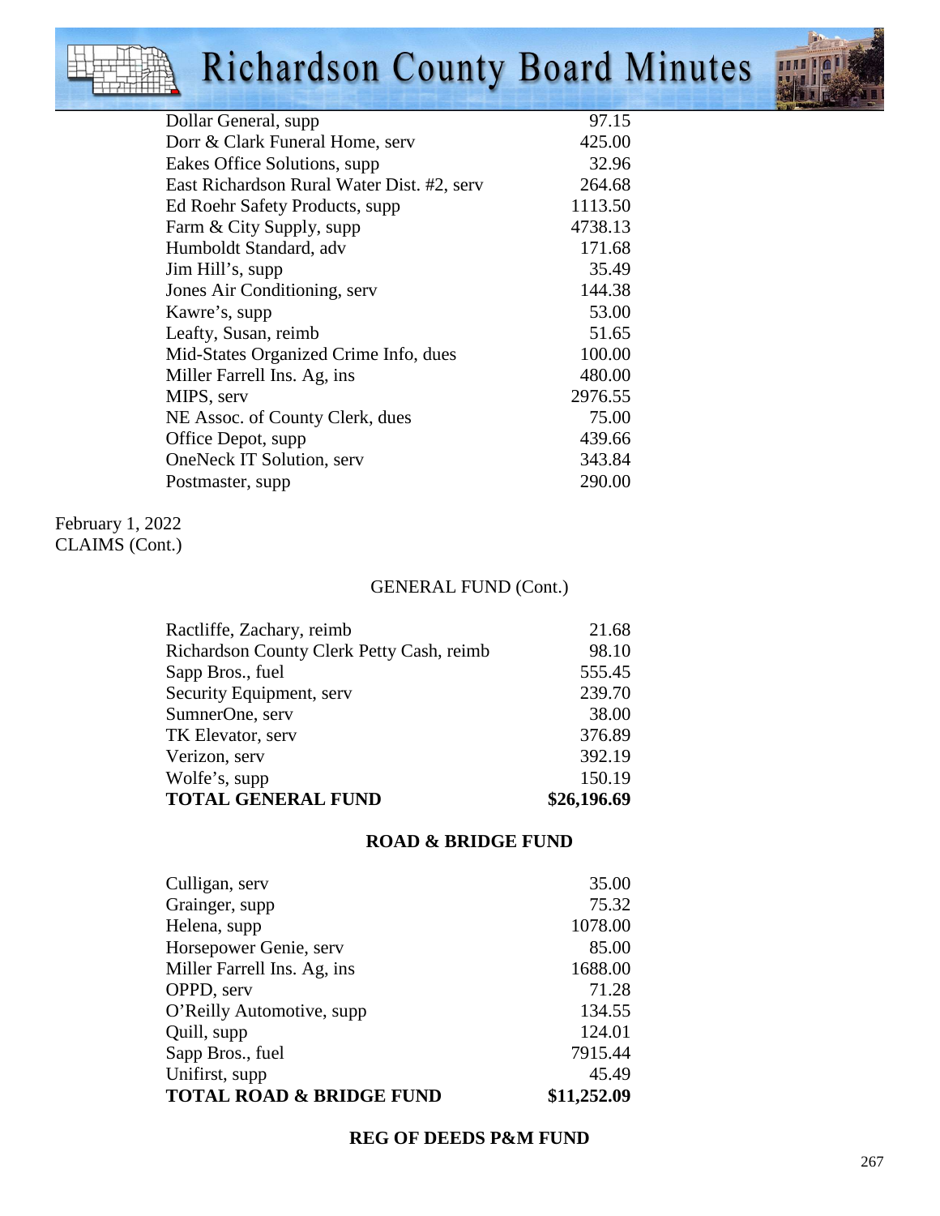| | |
|---|---|
| Dollar General, supp | 97.15 |
| Dorr & Clark Funeral Home, serv | 425.00 |
| Eakes Office Solutions, supp | 32.96 |
| East Richardson Rural Water Dist. #2, serv | 264.68 |
| Ed Roehr Safety Products, supp | 1113.50 |
| Farm & City Supply, supp | 4738.13 |
| Humboldt Standard, adv | 171.68 |
| Jim Hill's, supp | 35.49 |
| Jones Air Conditioning, serv | 144.38 |
| Kawre's, supp | 53.00 |
| Leafty, Susan, reimb | 51.65 |
| Mid-States Organized Crime Info, dues | 100.00 |
| Miller Farrell Ins. Ag, ins | 480.00 |
| MIPS, serv | 2976.55 |
| NE Assoc. of County Clerk, dues | 75.00 |
| Office Depot, supp | 439.66 |
| OneNeck IT Solution, serv | 343.84 |
| Postmaster, supp | 290.00 |

February 1, 2022
CLAIMS (Cont.)

GENERAL FUND (Cont.)

| | |
|---|---|
| Ractliffe, Zachary, reimb | 21.68 |
| Richardson County Clerk Petty Cash, reimb | 98.10 |
| Sapp Bros., fuel | 555.45 |
| Security Equipment, serv | 239.70 |
| SumnerOne, serv | 38.00 |
| TK Elevator, serv | 376.89 |
| Verizon, serv | 392.19 |
| Wolfe's, supp | 150.19 |
| **TOTAL GENERAL FUND** | **$26,196.69** |

**ROAD & BRIDGE FUND**

| | |
|---|---|
| Culligan, serv | 35.00 |
| Grainger, supp | 75.32 |
| Helena, supp | 1078.00 |
| Horsepower Genie, serv | 85.00 |
| Miller Farrell Ins. Ag, ins | 1688.00 |
| OPPD, serv | 71.28 |
| O'Reilly Automotive, supp | 134.55 |
| Quill, supp | 124.01 |
| Sapp Bros., fuel | 7915.44 |
| Unifirst, supp | 45.49 |
| **TOTAL ROAD & BRIDGE FUND** | **$11,252.09** |

**REG OF DEEDS P&M FUND**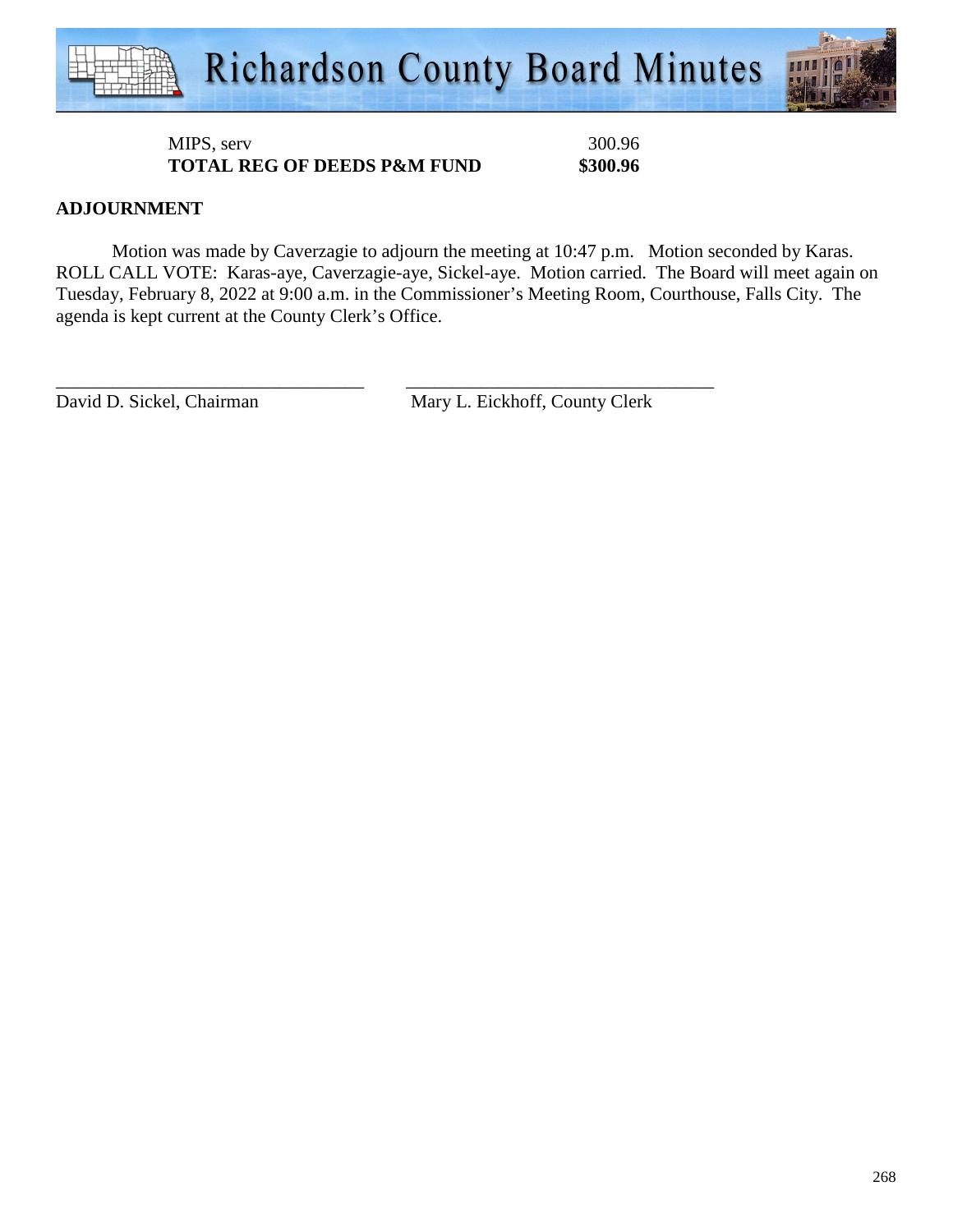| | |
|---|---|
| MIPS, serv | 300.96 |
| **TOTAL REG OF DEEDS P&M FUND** | **$300.96** |

**ADJOURNMENT**

Motion was made by Caverzagie to adjourn the meeting at 10:47 p.m. Motion seconded by Karas. ROLL CALL VOTE: Karas-aye, Caverzagie-aye, Sickel-aye. Motion carried. The Board will meet again on Tuesday, February 8, 2022 at 9:00 a.m. in the Commissioner's Meeting Room, Courthouse, Falls City. The agenda is kept current at the County Clerk's Office.

\_\_\_\_\_\_\_\_\_\_\_\_\_\_\_\_\_\_\_\_\_\_\_\_\_\_\_\_\_\_\_\_\_\_ \_\_\_\_\_\_\_\_\_\_\_\_\_\_\_\_\_\_\_\_\_\_\_\_\_\_\_\_\_\_\_\_\_\_

David D. Sickel, Chairman Mary L. Eickhoff, County Clerk